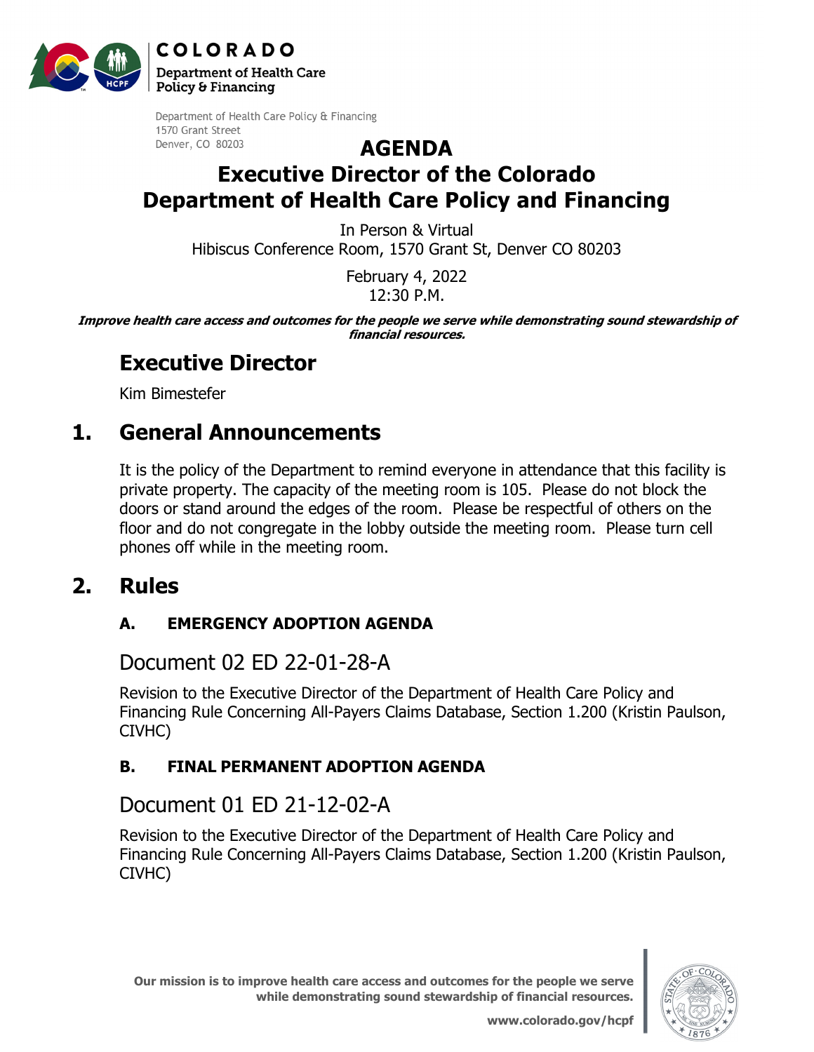COLORADO
Department of Health Care Policy & Financing

Department of Health Care Policy & Financing
1570 Grant Street
Denver, CO 80203

# AGENDA

# Executive Director of the Colorado Department of Health Care Policy and Financing

In Person & Virtual
Hibiscus Conference Room, 1570 Grant St, Denver CO 80203

February 4, 2022
12:30 P.M.

***Improve health care access and outcomes for the people we serve while demonstrating sound stewardship of financial resources.***

## Executive Director

Kim Bimestefer

## 1. General Announcements

It is the policy of the Department to remind everyone in attendance that this facility is private property. The capacity of the meeting room is 105. Please do not block the doors or stand around the edges of the room. Please be respectful of others on the floor and do not congregate in the lobby outside the meeting room. Please turn cell phones off while in the meeting room.

## 2. Rules

### A. EMERGENCY ADOPTION AGENDA

Document 02 ED 22-01-28-A

Revision to the Executive Director of the Department of Health Care Policy and Financing Rule Concerning All-Payers Claims Database, Section 1.200 (Kristin Paulson, CIVHC)

### B. FINAL PERMANENT ADOPTION AGENDA

Document 01 ED 21-12-02-A

Revision to the Executive Director of the Department of Health Care Policy and Financing Rule Concerning All-Payers Claims Database, Section 1.200 (Kristin Paulson, CIVHC)

**Our mission is to improve health care access and outcomes for the people we serve while demonstrating sound stewardship of financial resources.**

**www.colorado.gov/hcpf**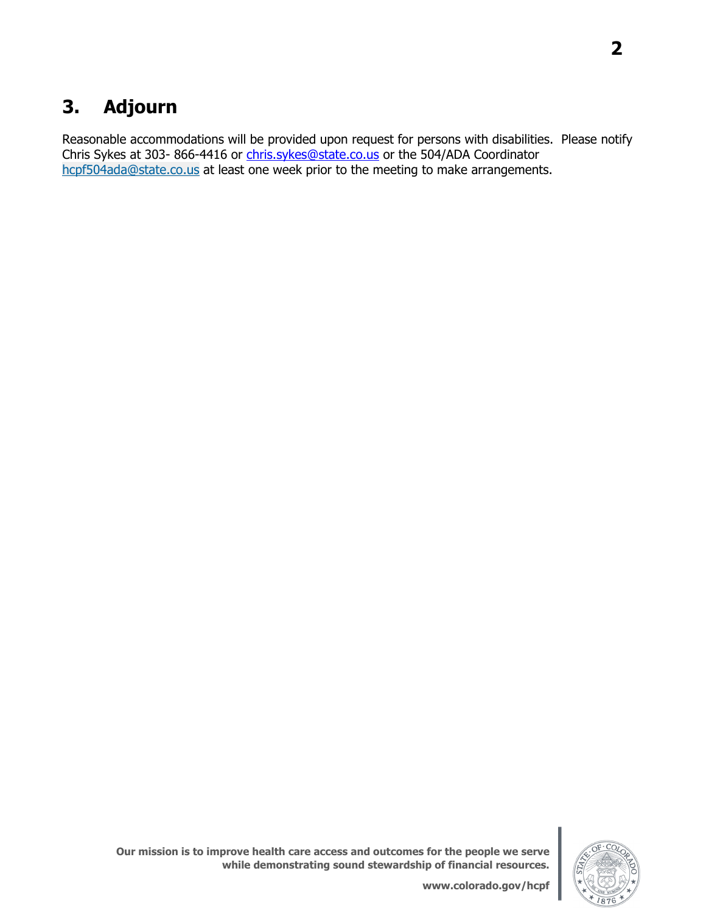## 3. Adjourn

Reasonable accommodations will be provided upon request for persons with disabilities. Please notify Chris Sykes at 303- 866-4416 or chris.sykes@state.co.us or the 504/ADA Coordinator hcpf504ada@state.co.us at least one week prior to the meeting to make arrangements.

**Our mission is to improve health care access and outcomes for the people we serve while demonstrating sound stewardship of financial resources.**

**www.colorado.gov/hcpf**